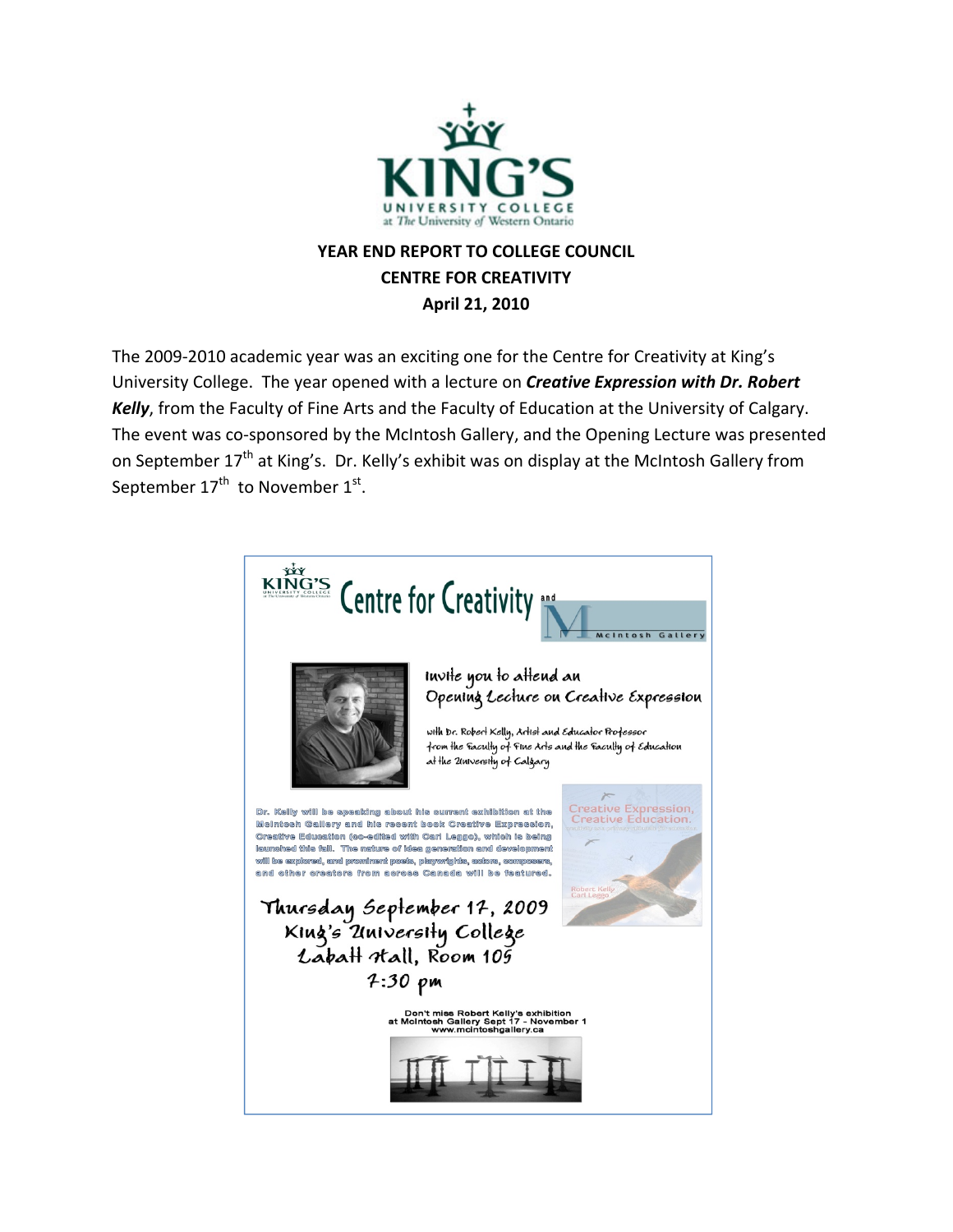**YEAR END REPORT TO COLLEGE COUNCIL**
**CENTRE FOR CREATIVITY**
**April 21, 2010**

The 2009-2010 academic year was an exciting one for the Centre for Creativity at King's University College. The year opened with a lecture on ***Creative Expression with Dr. Robert Kelly***, from the Faculty of Fine Arts and the Faculty of Education at the University of Calgary. The event was co-sponsored by the McIntosh Gallery, and the Opening Lecture was presented on September 17th at King's. Dr. Kelly's exhibit was on display at the McIntosh Gallery from September 17th to November 1st.

Centre for Creativity and McIntosh Gallery

Invite you to attend an Opening Lecture on Creative Expression

with Dr. Robert Kelly, Artist and Educator Professor from the Faculty of Fine Arts and the Faculty of Education at the University of Calgary

Dr. Kelly will be speaking about his current exhibition at the McIntosh Gallery and his recent book Creative Expression, Creative Education (co-edited with Carl Leggo), which is being launched this fall. The nature of idea generation and development will be explored, and prominent poets, playwrights, actors, composers, and other creators from across Canada will be featured.

Thursday September 17, 2009
King's University College
Labatt Hall, Room 105
7:30 pm

Don't miss Robert Kelly's exhibition at McIntosh Gallery Sept 17 - November 1
www.mcintoshgallery.ca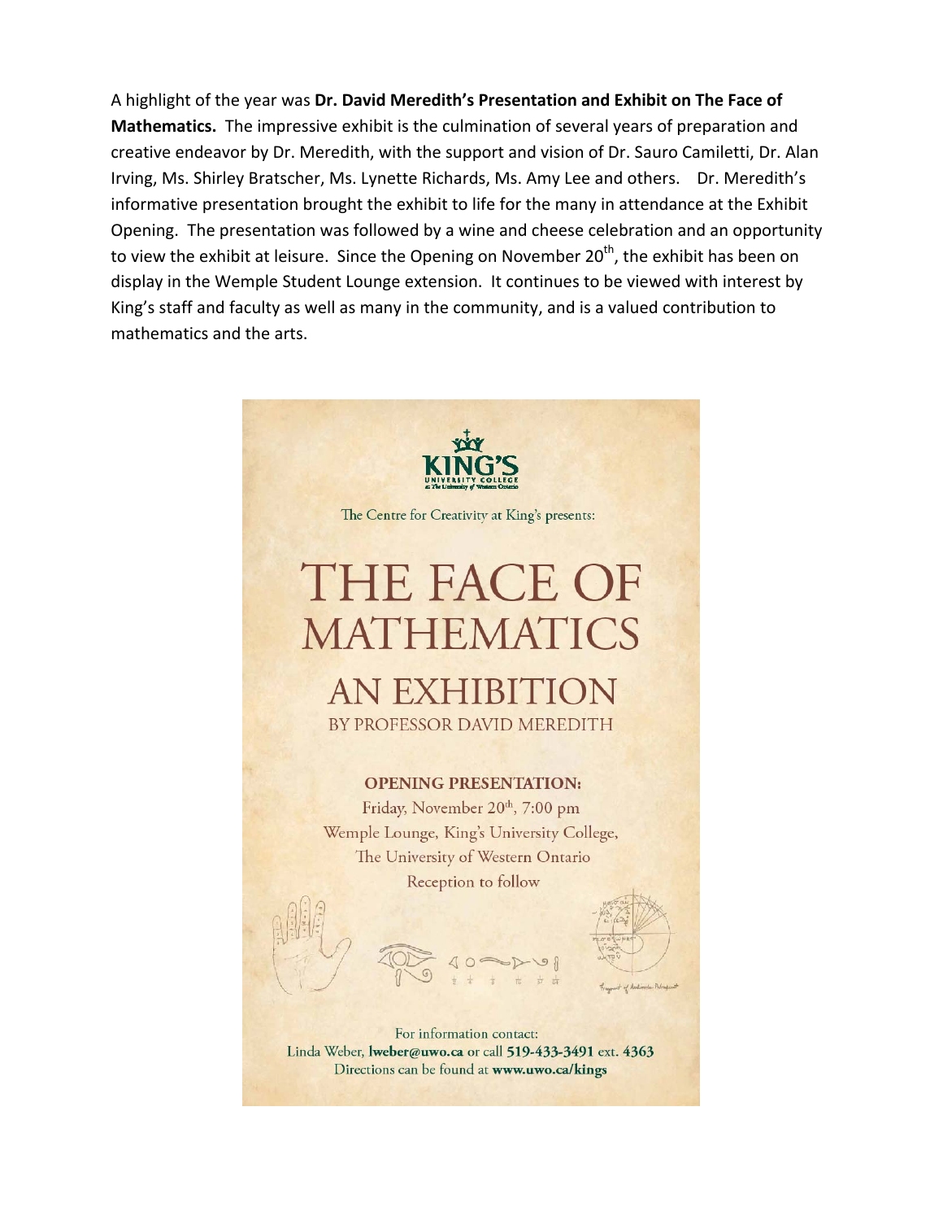A highlight of the year was **Dr. David Meredith's Presentation and Exhibit on The Face of Mathematics.** The impressive exhibit is the culmination of several years of preparation and creative endeavor by Dr. Meredith, with the support and vision of Dr. Sauro Camiletti, Dr. Alan Irving, Ms. Shirley Bratscher, Ms. Lynette Richards, Ms. Amy Lee and others. Dr. Meredith's informative presentation brought the exhibit to life for the many in attendance at the Exhibit Opening. The presentation was followed by a wine and cheese celebration and an opportunity to view the exhibit at leisure. Since the Opening on November 20th, the exhibit has been on display in the Wemple Student Lounge extension. It continues to be viewed with interest by King's staff and faculty as well as many in the community, and is a valued contribution to mathematics and the arts.

KING'S UNIVERSITY COLLEGE at The University of Western Ontario

The Centre for Creativity at King's presents:

# THE FACE OF MATHEMATICS

## AN EXHIBITION

BY PROFESSOR DAVID MEREDITH

**OPENING PRESENTATION:**

Friday, November 20th, 7:00 pm
Wemple Lounge, King's University College,
The University of Western Ontario
Reception to follow

For information contact:
Linda Weber, **lweber@uwo.ca** or call **519-433-3491** ext. **4363**
Directions can be found at **www.uwo.ca/kings**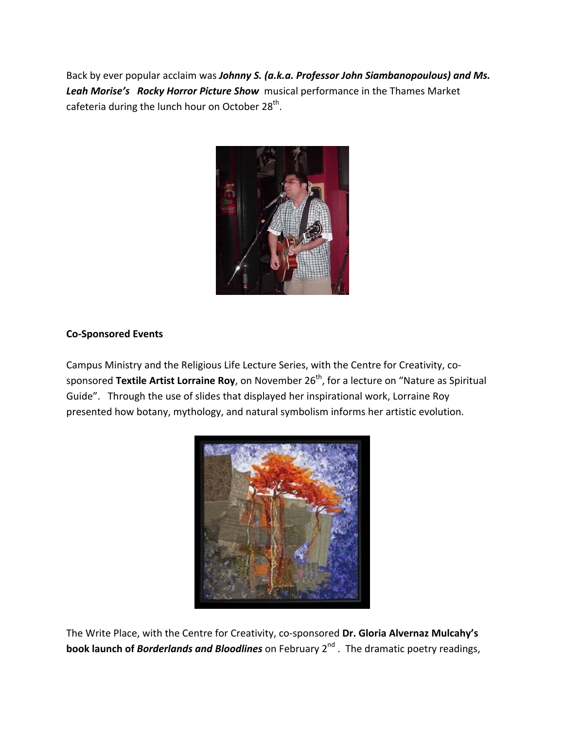Back by ever popular acclaim was ***Johnny S. (a.k.a. Professor John Siambanopoulous) and Ms. Leah Morise's Rocky Horror Picture Show*** musical performance in the Thames Market cafeteria during the lunch hour on October 28th.

**Co-Sponsored Events**

Campus Ministry and the Religious Life Lecture Series, with the Centre for Creativity, co-sponsored **Textile Artist Lorraine Roy**, on November 26th, for a lecture on "Nature as Spiritual Guide". Through the use of slides that displayed her inspirational work, Lorraine Roy presented how botany, mythology, and natural symbolism informs her artistic evolution.

The Write Place, with the Centre for Creativity, co-sponsored **Dr. Gloria Alvernaz Mulcahy's book launch of *Borderlands and Bloodlines*** on February 2nd . The dramatic poetry readings,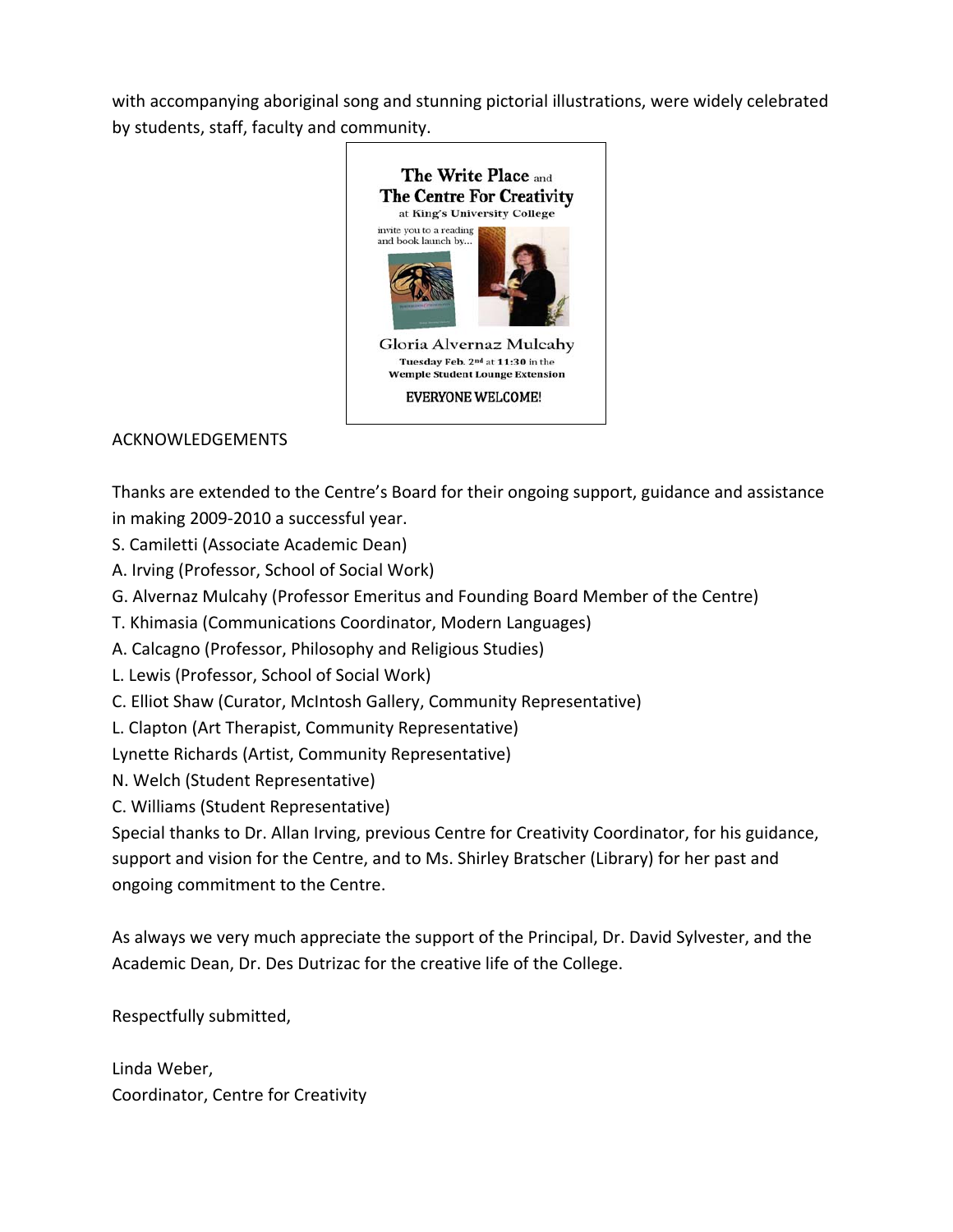with accompanying aboriginal song and stunning pictorial illustrations, were widely celebrated by students, staff, faculty and community.

**The Write Place** and
**The Centre For Creativity**
at King's University College

invite you to a reading and book launch by...

Gloria Alvernaz Mulcahy
Tuesday Feb. 2nd at 11:30 in the Wemple Student Lounge Extension

EVERYONE WELCOME!

ACKNOWLEDGEMENTS

Thanks are extended to the Centre's Board for their ongoing support, guidance and assistance in making 2009-2010 a successful year.

S. Camiletti (Associate Academic Dean)
A. Irving (Professor, School of Social Work)
G. Alvernaz Mulcahy (Professor Emeritus and Founding Board Member of the Centre)
T. Khimasia (Communications Coordinator, Modern Languages)
A. Calcagno (Professor, Philosophy and Religious Studies)
L. Lewis (Professor, School of Social Work)
C. Elliot Shaw (Curator, McIntosh Gallery, Community Representative)
L. Clapton (Art Therapist, Community Representative)
Lynette Richards (Artist, Community Representative)
N. Welch (Student Representative)
C. Williams (Student Representative)
Special thanks to Dr. Allan Irving, previous Centre for Creativity Coordinator, for his guidance, support and vision for the Centre, and to Ms. Shirley Bratscher (Library) for her past and ongoing commitment to the Centre.

As always we very much appreciate the support of the Principal, Dr. David Sylvester, and the Academic Dean, Dr. Des Dutrizac for the creative life of the College.

Respectfully submitted,

Linda Weber,
Coordinator, Centre for Creativity